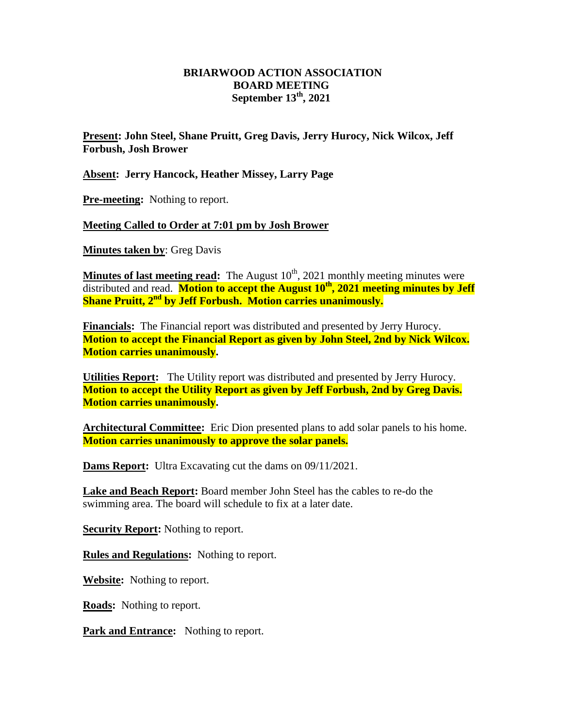# BRIARWOOD ACTION ASSOCIATION
## BOARD MEETING
## September 13th, 2021

**Present: John Steel, Shane Pruitt, Greg Davis, Jerry Hurocy, Nick Wilcox, Jeff Forbush, Josh Brower**

**Absent: Jerry Hancock, Heather Missey, Larry Page**

**Pre-meeting:** Nothing to report.

**Meeting Called to Order at 7:01 pm by Josh Brower**

**Minutes taken by**: Greg Davis

**Minutes of last meeting read:** The August 10th, 2021 monthly meeting minutes were distributed and read. **Motion to accept the August 10th, 2021 meeting minutes by Jeff Shane Pruitt, 2nd by Jeff Forbush. Motion carries unanimously.**

**Financials:** The Financial report was distributed and presented by Jerry Hurocy. **Motion to accept the Financial Report as given by John Steel, 2nd by Nick Wilcox. Motion carries unanimously.**

**Utilities Report:** The Utility report was distributed and presented by Jerry Hurocy. **Motion to accept the Utility Report as given by Jeff Forbush, 2nd by Greg Davis. Motion carries unanimously.**

**Architectural Committee:** Eric Dion presented plans to add solar panels to his home. **Motion carries unanimously to approve the solar panels.**

**Dams Report:** Ultra Excavating cut the dams on 09/11/2021.

**Lake and Beach Report:** Board member John Steel has the cables to re-do the swimming area. The board will schedule to fix at a later date.

**Security Report:** Nothing to report.

**Rules and Regulations:** Nothing to report.

**Website:** Nothing to report.

**Roads:** Nothing to report.

**Park and Entrance:** Nothing to report.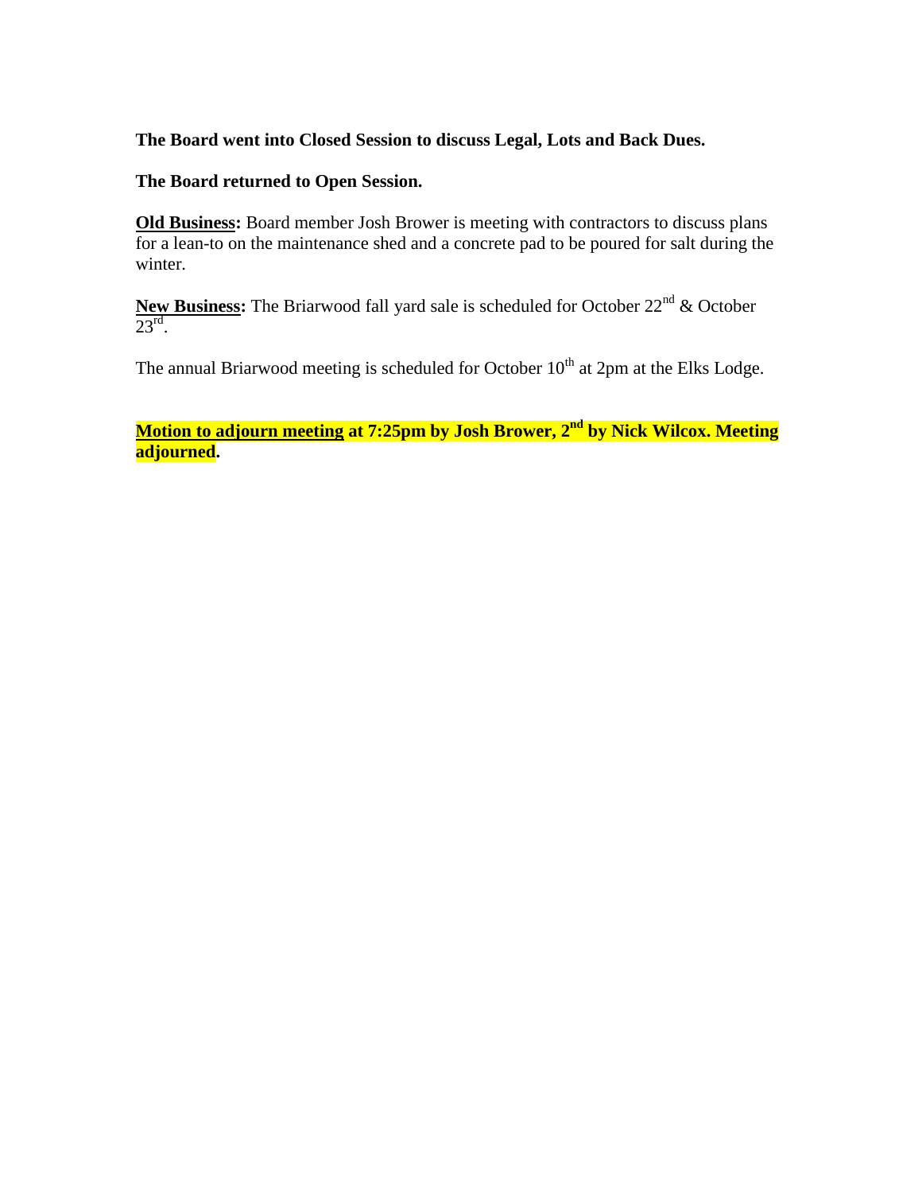**The Board went into Closed Session to discuss Legal, Lots and Back Dues.**

**The Board returned to Open Session.**

**Old Business:** Board member Josh Brower is meeting with contractors to discuss plans for a lean-to on the maintenance shed and a concrete pad to be poured for salt during the winter.

**New Business:** The Briarwood fall yard sale is scheduled for October 22nd & October 23rd.

The annual Briarwood meeting is scheduled for October 10th at 2pm at the Elks Lodge.

**Motion to adjourn meeting at 7:25pm by Josh Brower, 2nd by Nick Wilcox. Meeting adjourned.**